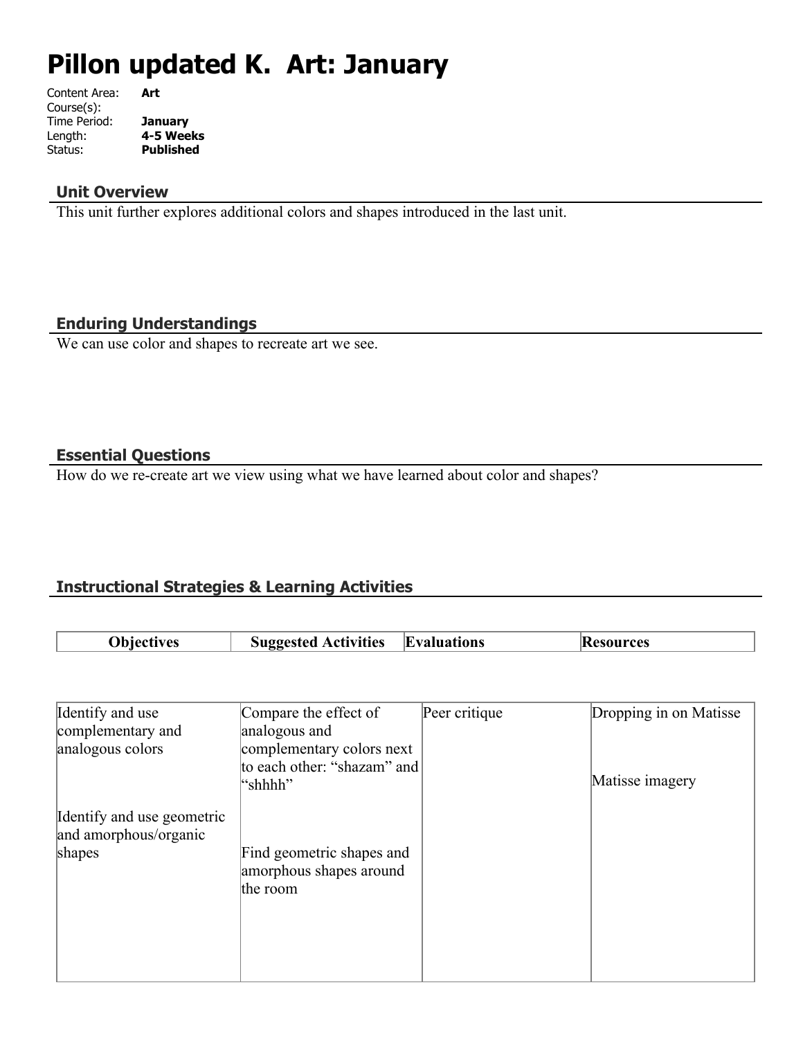# Pillon updated K. Art: January

Content Area: **Art**
Course(s):
Time Period: **January**
Length: **4-5 Weeks**
Status: **Published**

## Unit Overview

This unit further explores additional colors and shapes introduced in the last unit.

## Enduring Understandings

We can use color and shapes to recreate art we see.

## Essential Questions

How do we re-create art we view using what we have learned about color and shapes?

## Instructional Strategies & Learning Activities

| Objectives | Suggested Activities | Evaluations | Resources |
|---|---|---|---|
| Identify and use complementary and analogous colors<br><br>Identify and use geometric and amorphous/organic shapes | Compare the effect of analogous and complementary colors next to each other: "shazam" and "shhhh"<br><br>Find geometric shapes and amorphous shapes around the room | Peer critique | Dropping in on Matisse<br><br>Matisse imagery |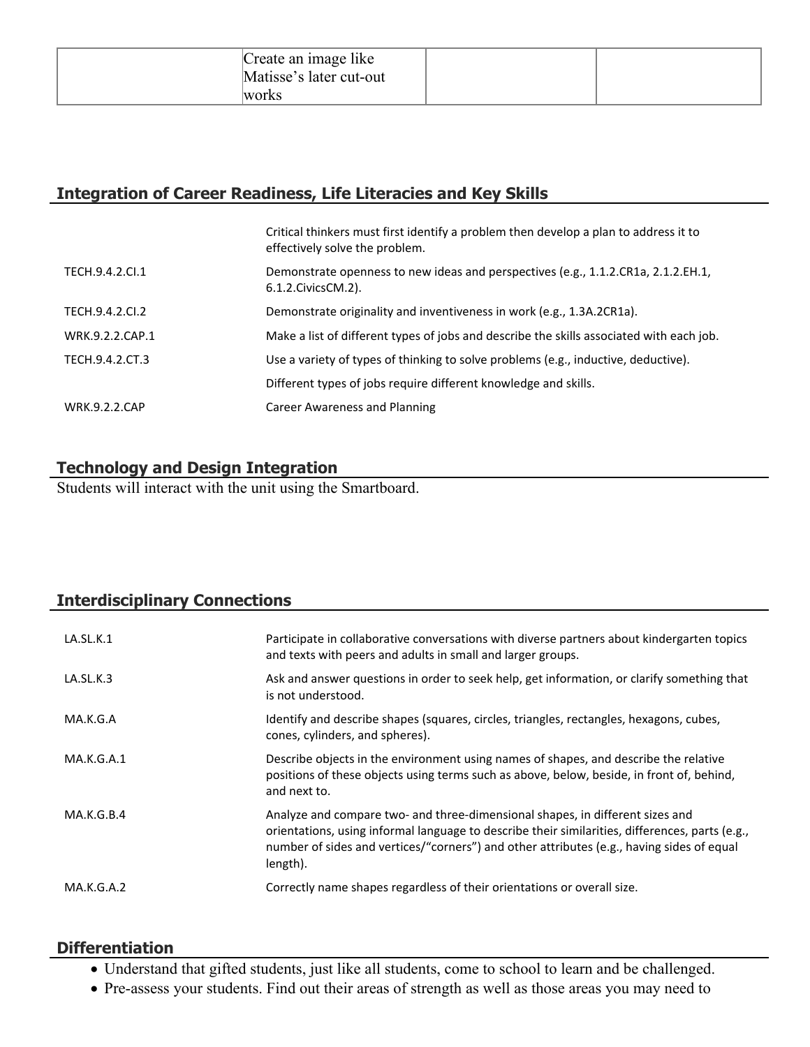| | Create an image like Matisse's later cut-out works | | |
|---|---|---|---|

## Integration of Career Readiness, Life Literacies and Key Skills

| | |
|---|---|
| | Critical thinkers must first identify a problem then develop a plan to address it to effectively solve the problem. |
| TECH.9.4.2.CI.1 | Demonstrate openness to new ideas and perspectives (e.g., 1.1.2.CR1a, 2.1.2.EH.1, 6.1.2.CivicsCM.2). |
| TECH.9.4.2.CI.2 | Demonstrate originality and inventiveness in work (e.g., 1.3A.2CR1a). |
| WRK.9.2.2.CAP.1 | Make a list of different types of jobs and describe the skills associated with each job. |
| TECH.9.4.2.CT.3 | Use a variety of types of thinking to solve problems (e.g., inductive, deductive). |
| | Different types of jobs require different knowledge and skills. |
| WRK.9.2.2.CAP | Career Awareness and Planning |

## Technology and Design Integration

Students will interact with the unit using the Smartboard.

## Interdisciplinary Connections

| | |
|---|---|
| LA.SL.K.1 | Participate in collaborative conversations with diverse partners about kindergarten topics and texts with peers and adults in small and larger groups. |
| LA.SL.K.3 | Ask and answer questions in order to seek help, get information, or clarify something that is not understood. |
| MA.K.G.A | Identify and describe shapes (squares, circles, triangles, rectangles, hexagons, cubes, cones, cylinders, and spheres). |
| MA.K.G.A.1 | Describe objects in the environment using names of shapes, and describe the relative positions of these objects using terms such as above, below, beside, in front of, behind, and next to. |
| MA.K.G.B.4 | Analyze and compare two- and three-dimensional shapes, in different sizes and orientations, using informal language to describe their similarities, differences, parts (e.g., number of sides and vertices/"corners") and other attributes (e.g., having sides of equal length). |
| MA.K.G.A.2 | Correctly name shapes regardless of their orientations or overall size. |

## Differentiation

- Understand that gifted students, just like all students, come to school to learn and be challenged.
- Pre-assess your students. Find out their areas of strength as well as those areas you may need to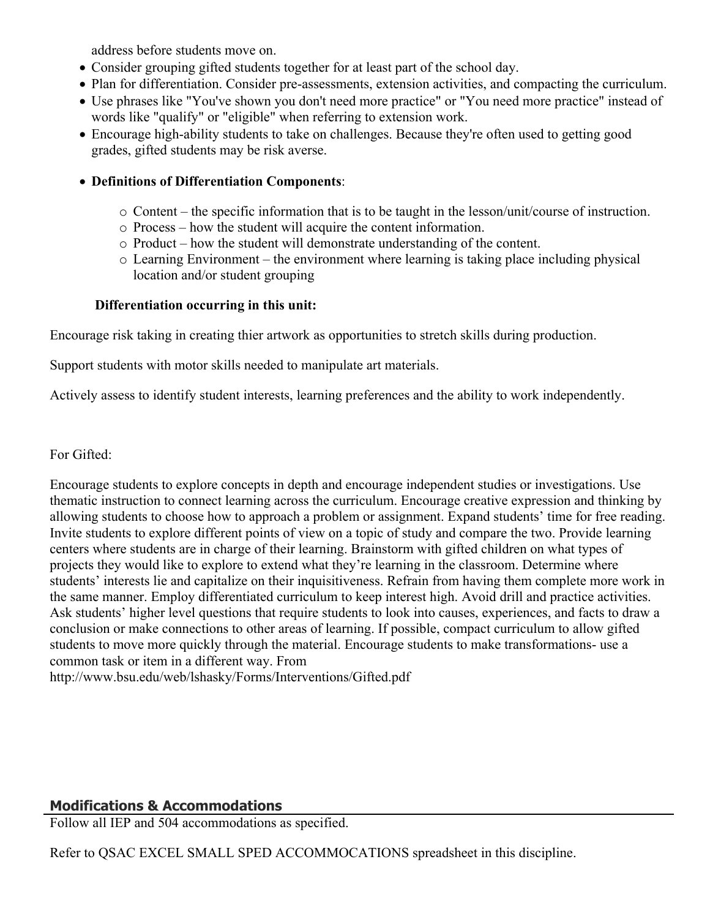address before students move on.

- Consider grouping gifted students together for at least part of the school day.
- Plan for differentiation. Consider pre-assessments, extension activities, and compacting the curriculum.
- Use phrases like "You've shown you don't need more practice" or "You need more practice" instead of words like "qualify" or "eligible" when referring to extension work.
- Encourage high-ability students to take on challenges. Because they're often used to getting good grades, gifted students may be risk averse.
- **Definitions of Differentiation Components**:
  - Content – the specific information that is to be taught in the lesson/unit/course of instruction.
  - Process – how the student will acquire the content information.
  - Product – how the student will demonstrate understanding of the content.
  - Learning Environment – the environment where learning is taking place including physical location and/or student grouping

**Differentiation occurring in this unit:**

Encourage risk taking in creating thier artwork as opportunities to stretch skills during production.

Support students with motor skills needed to manipulate art materials.

Actively assess to identify student interests, learning preferences and the ability to work independently.

For Gifted:

Encourage students to explore concepts in depth and encourage independent studies or investigations. Use thematic instruction to connect learning across the curriculum. Encourage creative expression and thinking by allowing students to choose how to approach a problem or assignment. Expand students' time for free reading. Invite students to explore different points of view on a topic of study and compare the two. Provide learning centers where students are in charge of their learning. Brainstorm with gifted children on what types of projects they would like to explore to extend what they're learning in the classroom. Determine where students' interests lie and capitalize on their inquisitiveness. Refrain from having them complete more work in the same manner. Employ differentiated curriculum to keep interest high. Avoid drill and practice activities. Ask students' higher level questions that require students to look into causes, experiences, and facts to draw a conclusion or make connections to other areas of learning. If possible, compact curriculum to allow gifted students to move more quickly through the material. Encourage students to make transformations- use a common task or item in a different way. From http://www.bsu.edu/web/lshasky/Forms/Interventions/Gifted.pdf

## Modifications & Accommodations

Follow all IEP and 504 accommodations as specified.

Refer to QSAC EXCEL SMALL SPED ACCOMMOCATIONS spreadsheet in this discipline.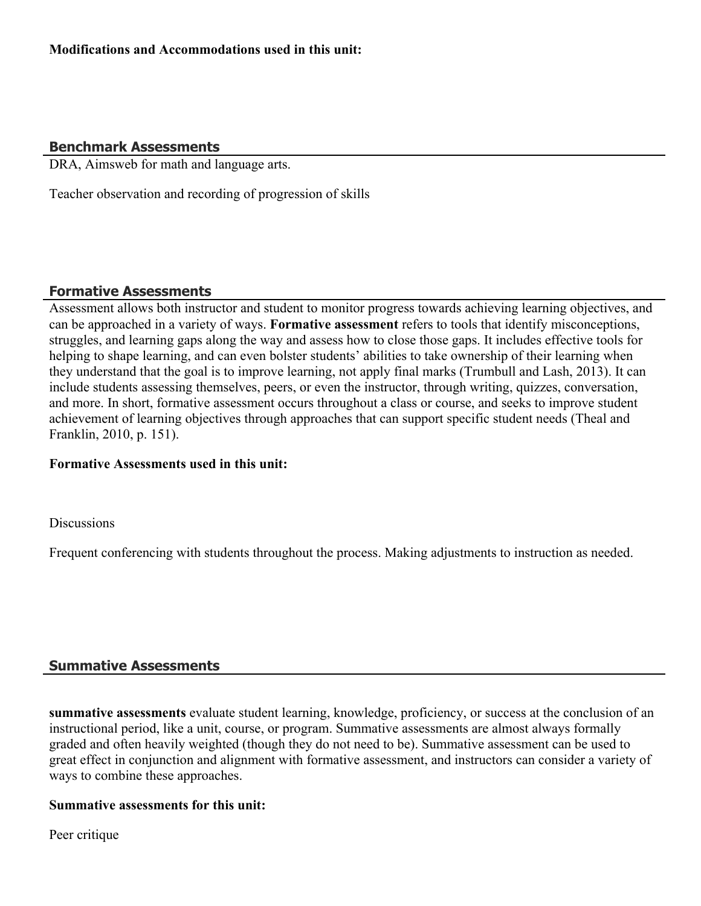**Modifications and Accommodations used in this unit:**

## Benchmark Assessments

DRA, Aimsweb for math and language arts.

Teacher observation and recording of progression of skills

## Formative Assessments

Assessment allows both instructor and student to monitor progress towards achieving learning objectives, and can be approached in a variety of ways. **Formative assessment** refers to tools that identify misconceptions, struggles, and learning gaps along the way and assess how to close those gaps. It includes effective tools for helping to shape learning, and can even bolster students' abilities to take ownership of their learning when they understand that the goal is to improve learning, not apply final marks (Trumbull and Lash, 2013). It can include students assessing themselves, peers, or even the instructor, through writing, quizzes, conversation, and more. In short, formative assessment occurs throughout a class or course, and seeks to improve student achievement of learning objectives through approaches that can support specific student needs (Theal and Franklin, 2010, p. 151).

**Formative Assessments used in this unit:**

Discussions

Frequent conferencing with students throughout the process. Making adjustments to instruction as needed.

## Summative Assessments

**summative assessments** evaluate student learning, knowledge, proficiency, or success at the conclusion of an instructional period, like a unit, course, or program. Summative assessments are almost always formally graded and often heavily weighted (though they do not need to be). Summative assessment can be used to great effect in conjunction and alignment with formative assessment, and instructors can consider a variety of ways to combine these approaches.

**Summative assessments for this unit:**

Peer critique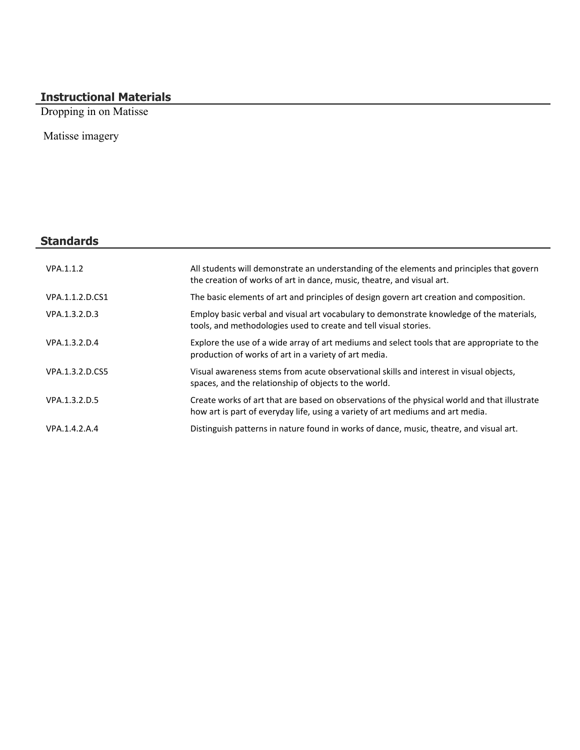## Instructional Materials

Dropping in on Matisse

Matisse imagery

## Standards

| | |
|---|---|
| VPA.1.1.2 | All students will demonstrate an understanding of the elements and principles that govern the creation of works of art in dance, music, theatre, and visual art. |
| VPA.1.1.2.D.CS1 | The basic elements of art and principles of design govern art creation and composition. |
| VPA.1.3.2.D.3 | Employ basic verbal and visual art vocabulary to demonstrate knowledge of the materials, tools, and methodologies used to create and tell visual stories. |
| VPA.1.3.2.D.4 | Explore the use of a wide array of art mediums and select tools that are appropriate to the production of works of art in a variety of art media. |
| VPA.1.3.2.D.CS5 | Visual awareness stems from acute observational skills and interest in visual objects, spaces, and the relationship of objects to the world. |
| VPA.1.3.2.D.5 | Create works of art that are based on observations of the physical world and that illustrate how art is part of everyday life, using a variety of art mediums and art media. |
| VPA.1.4.2.A.4 | Distinguish patterns in nature found in works of dance, music, theatre, and visual art. |